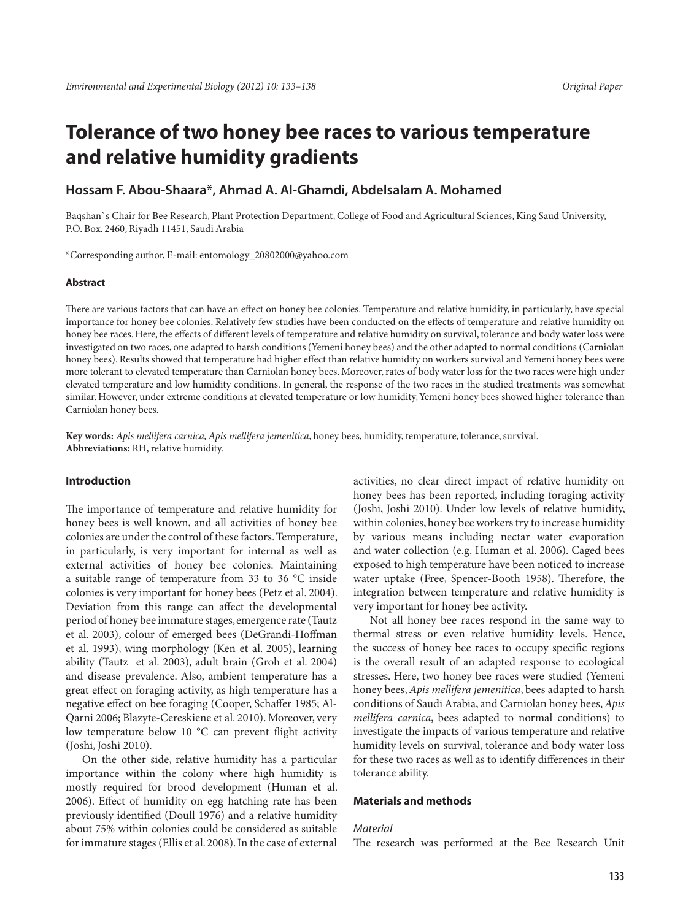Original Paper

# Tolerance of two honey bee races to various temperature and relative humidity gradients

## Hossam F. Abou-Shaara*, Ahmad A. Al-Ghamdi, Abdelsalam A. Mohamed

Baqshan`s Chair for Bee Research, Plant Protection Department, College of Food and Agricultural Sciences, King Saud University, P.O. Box. 2460, Riyadh 11451, Saudi Arabia

*Corresponding author, E-mail: entomology_20802000@yahoo.com

#### Abstract

There are various factors that can have an effect on honey bee colonies. Temperature and relative humidity, in particularly, have special importance for honey bee colonies. Relatively few studies have been conducted on the effects of temperature and relative humidity on honey bee races. Here, the effects of different levels of temperature and relative humidity on survival, tolerance and body water loss were investigated on two races, one adapted to harsh conditions (Yemeni honey bees) and the other adapted to normal conditions (Carniolan honey bees). Results showed that temperature had higher effect than relative humidity on workers survival and Yemeni honey bees were more tolerant to elevated temperature than Carniolan honey bees. Moreover, rates of body water loss for the two races were high under elevated temperature and low humidity conditions. In general, the response of the two races in the studied treatments was somewhat similar. However, under extreme conditions at elevated temperature or low humidity, Yemeni honey bees showed higher tolerance than Carniolan honey bees.

**Key words:** *Apis mellifera carnica, Apis mellifera jemenitica*, honey bees, humidity, temperature, tolerance, survival.
**Abbreviations:** RH, relative humidity.

#### Introduction

The importance of temperature and relative humidity for honey bees is well known, and all activities of honey bee colonies are under the control of these factors. Temperature, in particularly, is very important for internal as well as external activities of honey bee colonies. Maintaining a suitable range of temperature from 33 to 36 °C inside colonies is very important for honey bees (Petz et al. 2004). Deviation from this range can affect the developmental period of honey bee immature stages, emergence rate (Tautz et al. 2003), colour of emerged bees (DeGrandi-Hoffman et al. 1993), wing morphology (Ken et al. 2005), learning ability (Tautz et al. 2003), adult brain (Groh et al. 2004) and disease prevalence. Also, ambient temperature has a great effect on foraging activity, as high temperature has a negative effect on bee foraging (Cooper, Schaffer 1985; Al-Qarni 2006; Blazyte-Cereskiene et al. 2010). Moreover, very low temperature below 10 °C can prevent flight activity (Joshi, Joshi 2010).

On the other side, relative humidity has a particular importance within the colony where high humidity is mostly required for brood development (Human et al. 2006). Effect of humidity on egg hatching rate has been previously identified (Doull 1976) and a relative humidity about 75% within colonies could be considered as suitable for immature stages (Ellis et al. 2008). In the case of external activities, no clear direct impact of relative humidity on honey bees has been reported, including foraging activity (Joshi, Joshi 2010). Under low levels of relative humidity, within colonies, honey bee workers try to increase humidity by various means including nectar water evaporation and water collection (e.g. Human et al. 2006). Caged bees exposed to high temperature have been noticed to increase water uptake (Free, Spencer-Booth 1958). Therefore, the integration between temperature and relative humidity is very important for honey bee activity.

Not all honey bee races respond in the same way to thermal stress or even relative humidity levels. Hence, the success of honey bee races to occupy specific regions is the overall result of an adapted response to ecological stresses. Here, two honey bee races were studied (Yemeni honey bees, *Apis mellifera jemenitica*, bees adapted to harsh conditions of Saudi Arabia, and Carniolan honey bees, *Apis mellifera carnica*, bees adapted to normal conditions) to investigate the impacts of various temperature and relative humidity levels on survival, tolerance and body water loss for these two races as well as to identify differences in their tolerance ability.

#### Materials and methods

*Material*

The research was performed at the Bee Research Unit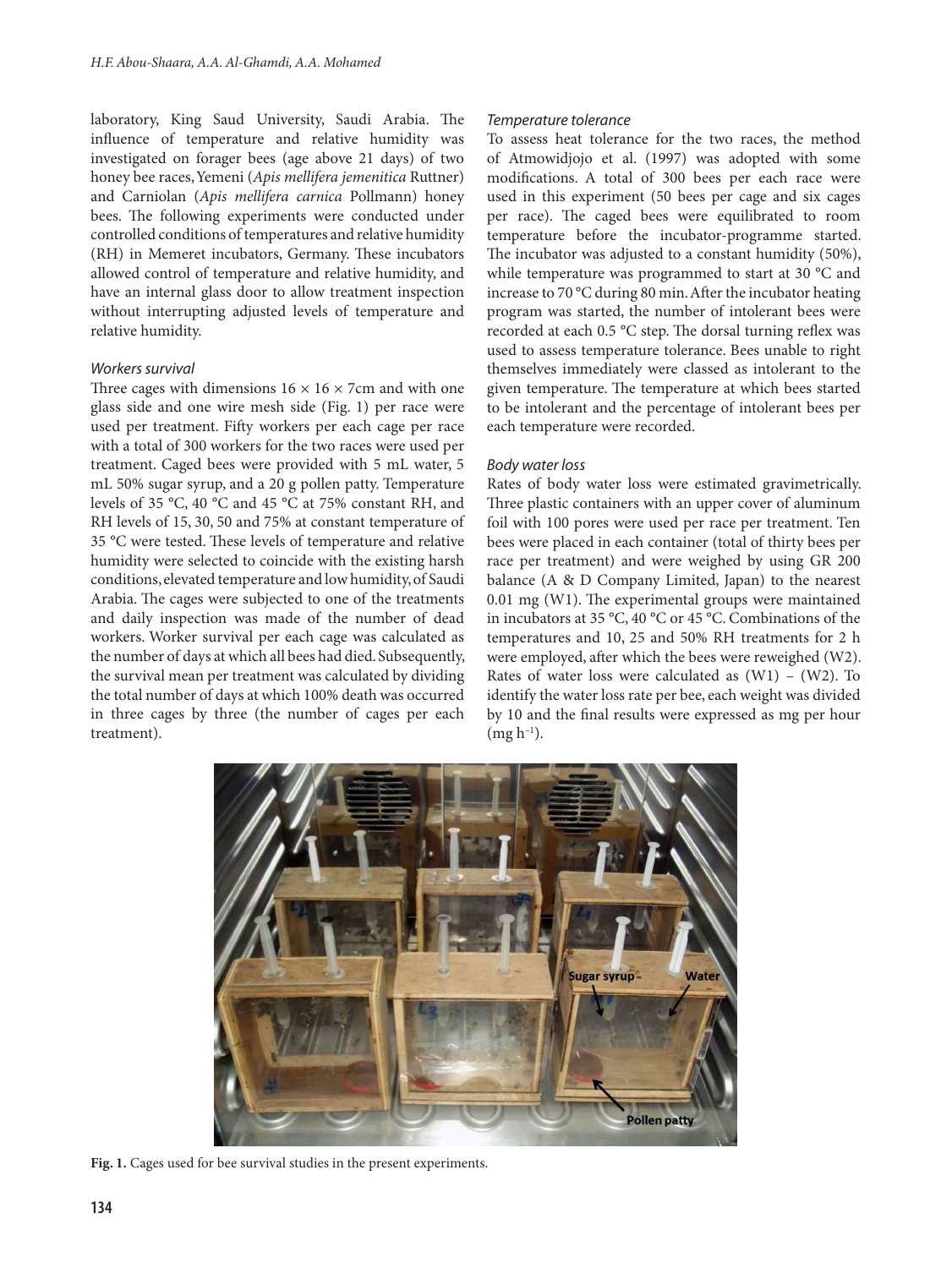laboratory, King Saud University, Saudi Arabia. The influence of temperature and relative humidity was investigated on forager bees (age above 21 days) of two honey bee races, Yemeni (*Apis mellifera jemenitica* Ruttner) and Carniolan (*Apis mellifera carnica* Pollmann) honey bees. The following experiments were conducted under controlled conditions of temperatures and relative humidity (RH) in Memeret incubators, Germany. These incubators allowed control of temperature and relative humidity, and have an internal glass door to allow treatment inspection without interrupting adjusted levels of temperature and relative humidity.

### *Workers survival*

Three cages with dimensions 16 × 16 × 7cm and with one glass side and one wire mesh side (Fig. 1) per race were used per treatment. Fifty workers per each cage per race with a total of 300 workers for the two races were used per treatment. Caged bees were provided with 5 mL water, 5 mL 50% sugar syrup, and a 20 g pollen patty. Temperature levels of 35 °C, 40 °C and 45 °C at 75% constant RH, and RH levels of 15, 30, 50 and 75% at constant temperature of 35 °C were tested. These levels of temperature and relative humidity were selected to coincide with the existing harsh conditions, elevated temperature and low humidity, of Saudi Arabia. The cages were subjected to one of the treatments and daily inspection was made of the number of dead workers. Worker survival per each cage was calculated as the number of days at which all bees had died. Subsequently, the survival mean per treatment was calculated by dividing the total number of days at which 100% death was occurred in three cages by three (the number of cages per each treatment).

### *Temperature tolerance*

To assess heat tolerance for the two races, the method of Atmowidjojo et al. (1997) was adopted with some modifications. A total of 300 bees per each race were used in this experiment (50 bees per cage and six cages per race). The caged bees were equilibrated to room temperature before the incubator-programme started. The incubator was adjusted to a constant humidity (50%), while temperature was programmed to start at 30 °C and increase to 70 °C during 80 min. After the incubator heating program was started, the number of intolerant bees were recorded at each 0.5 °C step. The dorsal turning reflex was used to assess temperature tolerance. Bees unable to right themselves immediately were classed as intolerant to the given temperature. The temperature at which bees started to be intolerant and the percentage of intolerant bees per each temperature were recorded.

### *Body water loss*

Rates of body water loss were estimated gravimetrically. Three plastic containers with an upper cover of aluminum foil with 100 pores were used per race per treatment. Ten bees were placed in each container (total of thirty bees per race per treatment) and were weighed by using GR 200 balance (A & D Company Limited, Japan) to the nearest 0.01 mg (W1). The experimental groups were maintained in incubators at 35 °C, 40 °C or 45 °C. Combinations of the temperatures and 10, 25 and 50% RH treatments for 2 h were employed, after which the bees were reweighed (W2). Rates of water loss were calculated as (W1) – (W2). To identify the water loss rate per bee, each weight was divided by 10 and the final results were expressed as mg per hour (mg $h^{-1}$).

**Fig. 1.** Cages used for bee survival studies in the present experiments.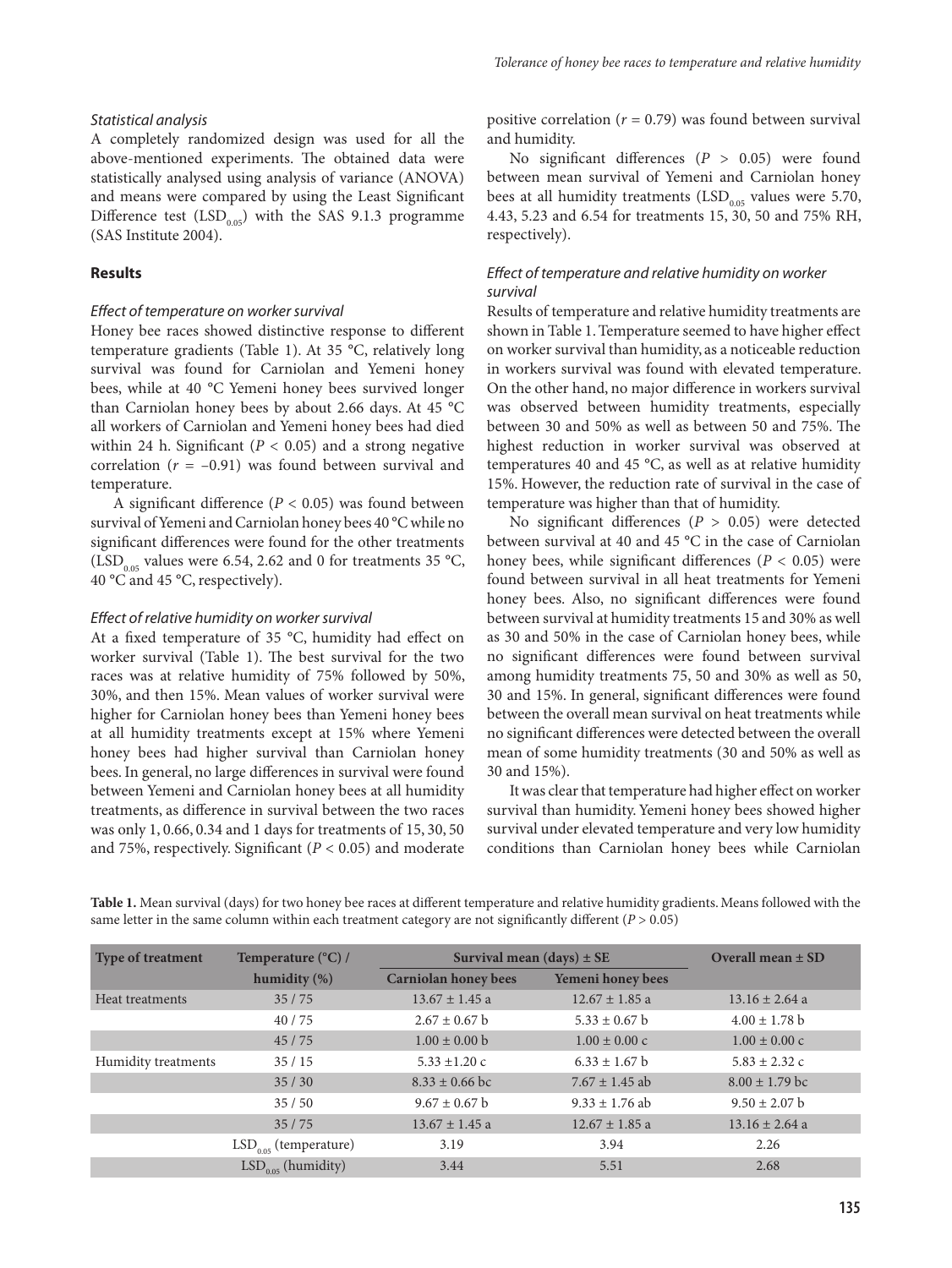### *Statistical analysis*

A completely randomized design was used for all the above-mentioned experiments. The obtained data were statistically analysed using analysis of variance (ANOVA) and means were compared by using the Least Significant Difference test ($LSD_{0.05}$) with the SAS 9.1.3 programme (SAS Institute 2004).

## Results

### *Effect of temperature on worker survival*

Honey bee races showed distinctive response to different temperature gradients (Table 1). At 35 °C, relatively long survival was found for Carniolan and Yemeni honey bees, while at 40 °C Yemeni honey bees survived longer than Carniolan honey bees by about 2.66 days. At 45 °C all workers of Carniolan and Yemeni honey bees had died within 24 h. Significant ($P < 0.05$) and a strong negative correlation ($r = -0.91$) was found between survival and temperature.

A significant difference ($P < 0.05$) was found between survival of Yemeni and Carniolan honey bees 40 °C while no significant differences were found for the other treatments ($LSD_{0.05}$ values were 6.54, 2.62 and 0 for treatments 35 °C, 40 °C and 45 °C, respectively).

### *Effect of relative humidity on worker survival*

At a fixed temperature of 35 °C, humidity had effect on worker survival (Table 1). The best survival for the two races was at relative humidity of 75% followed by 50%, 30%, and then 15%. Mean values of worker survival were higher for Carniolan honey bees than Yemeni honey bees at all humidity treatments except at 15% where Yemeni honey bees had higher survival than Carniolan honey bees. In general, no large differences in survival were found between Yemeni and Carniolan honey bees at all humidity treatments, as difference in survival between the two races was only 1, 0.66, 0.34 and 1 days for treatments of 15, 30, 50 and 75%, respectively. Significant ($P < 0.05$) and moderate positive correlation ($r = 0.79$) was found between survival and humidity.

No significant differences ($P > 0.05$) were found between mean survival of Yemeni and Carniolan honey bees at all humidity treatments ($LSD_{0.05}$ values were 5.70, 4.43, 5.23 and 6.54 for treatments 15, 30, 50 and 75% RH, respectively).

### *Effect of temperature and relative humidity on worker survival*

Results of temperature and relative humidity treatments are shown in Table 1. Temperature seemed to have higher effect on worker survival than humidity, as a noticeable reduction in workers survival was found with elevated temperature. On the other hand, no major difference in workers survival was observed between humidity treatments, especially between 30 and 50% as well as between 50 and 75%. The highest reduction in worker survival was observed at temperatures 40 and 45 °C, as well as at relative humidity 15%. However, the reduction rate of survival in the case of temperature was higher than that of humidity.

No significant differences ($P > 0.05$) were detected between survival at 40 and 45 °C in the case of Carniolan honey bees, while significant differences ($P < 0.05$) were found between survival in all heat treatments for Yemeni honey bees. Also, no significant differences were found between survival at humidity treatments 15 and 30% as well as 30 and 50% in the case of Carniolan honey bees, while no significant differences were found between survival among humidity treatments 75, 50 and 30% as well as 50, 30 and 15%. In general, significant differences were found between the overall mean survival on heat treatments while no significant differences were detected between the overall mean of some humidity treatments (30 and 50% as well as 30 and 15%).

It was clear that temperature had higher effect on worker survival than humidity. Yemeni honey bees showed higher survival under elevated temperature and very low humidity conditions than Carniolan honey bees while Carniolan

**Table 1.** Mean survival (days) for two honey bee races at different temperature and relative humidity gradients. Means followed with the same letter in the same column within each treatment category are not significantly different ($P > 0.05$)

| Type of treatment | Temperature (°C) / humidity (%) | Survival mean (days) ± SE | | Overall mean ± SD |
|---|---|---|---|---|
| | | Carniolan honey bees | Yemeni honey bees | |
| Heat treatments | 35 / 75 | 13.67 ± 1.45 a | 12.67 ± 1.85 a | 13.16 ± 2.64 a |
| | 40 / 75 | 2.67 ± 0.67 b | 5.33 ± 0.67 b | 4.00 ± 1.78 b |
| | 45 / 75 | 1.00 ± 0.00 b | 1.00 ± 0.00 c | 1.00 ± 0.00 c |
| Humidity treatments | 35 / 15 | 5.33 ±1.20 c | 6.33 ± 1.67 b | 5.83 ± 2.32 c |
| | 35 / 30 | 8.33 ± 0.66 bc | 7.67 ± 1.45 ab | 8.00 ± 1.79 bc |
| | 35 / 50 | 9.67 ± 0.67 b | 9.33 ± 1.76 ab | 9.50 ± 2.07 b |
| | 35 / 75 | 13.67 ± 1.45 a | 12.67 ± 1.85 a | 13.16 ± 2.64 a |
| | $LSD_{0.05}$ (temperature) | 3.19 | 3.94 | 2.26 |
| | $LSD_{0.05}$ (humidity) | 3.44 | 5.51 | 2.68 |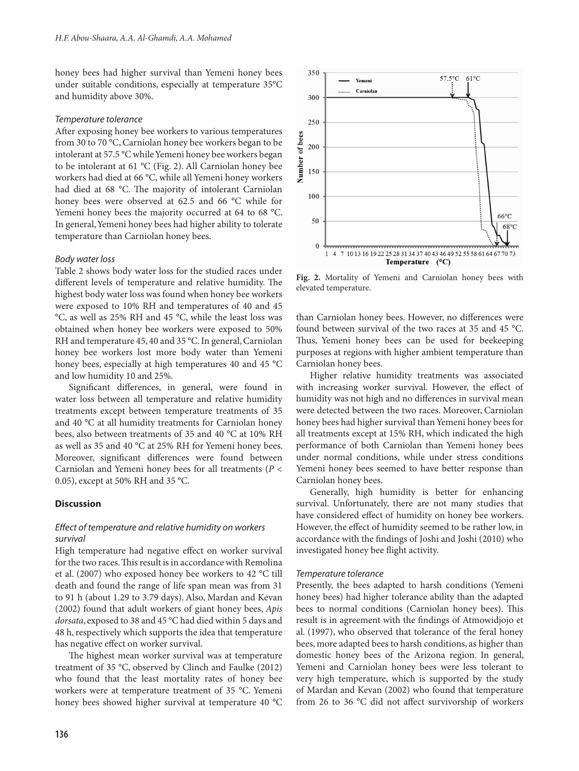honey bees had higher survival than Yemeni honey bees under suitable conditions, especially at temperature 35°C and humidity above 30%.

### *Temperature tolerance*

After exposing honey bee workers to various temperatures from 30 to 70 °C, Carniolan honey bee workers began to be intolerant at 57.5 °C while Yemeni honey bee workers began to be intolerant at 61 °C (Fig. 2). All Carniolan honey bee workers had died at 66 °C, while all Yemeni honey workers had died at 68 °C. The majority of intolerant Carniolan honey bees were observed at 62.5 and 66 °C while for Yemeni honey bees the majority occurred at 64 to 68 °C. In general, Yemeni honey bees had higher ability to tolerate temperature than Carniolan honey bees.

### *Body water loss*

Table 2 shows body water loss for the studied races under different levels of temperature and relative humidity. The highest body water loss was found when honey bee workers were exposed to 10% RH and temperatures of 40 and 45 °C, as well as 25% RH and 45 °C, while the least loss was obtained when honey bee workers were exposed to 50% RH and temperature 45, 40 and 35 °C. In general, Carniolan honey bee workers lost more body water than Yemeni honey bees, especially at high temperatures 40 and 45 °C and low humidity 10 and 25%.

Significant differences, in general, were found in water loss between all temperature and relative humidity treatments except between temperature treatments of 35 and 40 °C at all humidity treatments for Carniolan honey bees, also between treatments of 35 and 40 °C at 10% RH as well as 35 and 40 °C at 25% RH for Yemeni honey bees. Moreover, significant differences were found between Carniolan and Yemeni honey bees for all treatments ($P < 0.05$), except at 50% RH and 35 °C.

**Fig. 2.** Mortality of Yemeni and Carniolan honey bees with elevated temperature.

## Discussion

### *Effect of temperature and relative humidity on workers survival*

High temperature had negative effect on worker survival for the two races. This result is in accordance with Remolina et al. (2007) who exposed honey bee workers to 42 °C till death and found the range of life span mean was from 31 to 91 h (about 1.29 to 3.79 days). Also, Mardan and Kevan (2002) found that adult workers of giant honey bees, *Apis dorsata*, exposed to 38 and 45 °C had died within 5 days and 48 h, respectively which supports the idea that temperature has negative effect on worker survival.

The highest mean worker survival was at temperature treatment of 35 °C, observed by Clinch and Faulke (2012) who found that the least mortality rates of honey bee workers were at temperature treatment of 35 °C. Yemeni honey bees showed higher survival at temperature 40 °C than Carniolan honey bees. However, no differences were found between survival of the two races at 35 and 45 °C. Thus, Yemeni honey bees can be used for beekeeping purposes at regions with higher ambient temperature than Carniolan honey bees.

Higher relative humidity treatments was associated with increasing worker survival. However, the effect of humidity was not high and no differences in survival mean were detected between the two races. Moreover, Carniolan honey bees had higher survival than Yemeni honey bees for all treatments except at 15% RH, which indicated the high performance of both Carniolan than Yemeni honey bees under normal conditions, while under stress conditions Yemeni honey bees seemed to have better response than Carniolan honey bees.

Generally, high humidity is better for enhancing survival. Unfortunately, there are not many studies that have considered effect of humidity on honey bee workers. However, the effect of humidity seemed to be rather low, in accordance with the findings of Joshi and Joshi (2010) who investigated honey bee flight activity.

### *Temperature tolerance*

Presently, the bees adapted to harsh conditions (Yemeni honey bees) had higher tolerance ability than the adapted bees to normal conditions (Carniolan honey bees). This result is in agreement with the findings of Atmowidjojo et al. (1997), who observed that tolerance of the feral honey bees, more adapted bees to harsh conditions, as higher than domestic honey bees of the Arizona region. In general, Yemeni and Carniolan honey bees were less tolerant to very high temperature, which is supported by the study of Mardan and Kevan (2002) who found that temperature from 26 to 36 °C did not affect survivorship of workers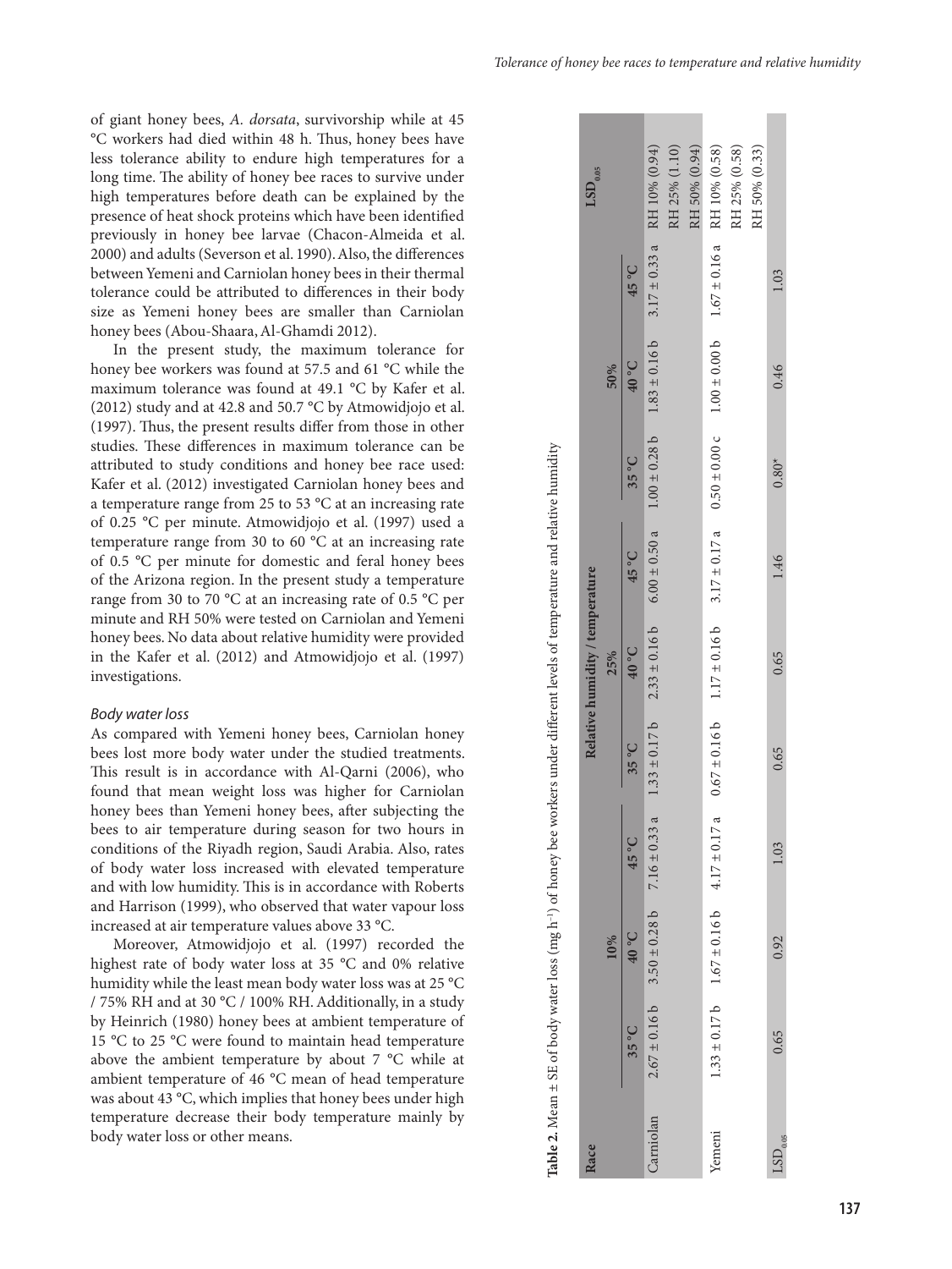of giant honey bees, *A. dorsata*, survivorship while at 45 °C workers had died within 48 h. Thus, honey bees have less tolerance ability to endure high temperatures for a long time. The ability of honey bee races to survive under high temperatures before death can be explained by the presence of heat shock proteins which have been identified previously in honey bee larvae (Chacon-Almeida et al. 2000) and adults (Severson et al. 1990). Also, the differences between Yemeni and Carniolan honey bees in their thermal tolerance could be attributed to differences in their body size as Yemeni honey bees are smaller than Carniolan honey bees (Abou-Shaara, Al-Ghamdi 2012).

In the present study, the maximum tolerance for honey bee workers was found at 57.5 and 61 °C while the maximum tolerance was found at 49.1 °C by Kafer et al. (2012) study and at 42.8 and 50.7 °C by Atmowidjojo et al. (1997). Thus, the present results differ from those in other studies. These differences in maximum tolerance can be attributed to study conditions and honey bee race used: Kafer et al. (2012) investigated Carniolan honey bees and a temperature range from 25 to 53 °C at an increasing rate of 0.25 °C per minute. Atmowidjojo et al. (1997) used a temperature range from 30 to 60 °C at an increasing rate of 0.5 °C per minute for domestic and feral honey bees of the Arizona region. In the present study a temperature range from 30 to 70 °C at an increasing rate of 0.5 °C per minute and RH 50% were tested on Carniolan and Yemeni honey bees. No data about relative humidity were provided in the Kafer et al. (2012) and Atmowidjojo et al. (1997) investigations.

### *Body water loss*

As compared with Yemeni honey bees, Carniolan honey bees lost more body water under the studied treatments. This result is in accordance with Al-Qarni (2006), who found that mean weight loss was higher for Carniolan honey bees than Yemeni honey bees, after subjecting the bees to air temperature during season for two hours in conditions of the Riyadh region, Saudi Arabia. Also, rates of body water loss increased with elevated temperature and with low humidity. This is in accordance with Roberts and Harrison (1999), who observed that water vapour loss increased at air temperature values above 33 °C.

Moreover, Atmowidjojo et al. (1997) recorded the highest rate of body water loss at 35 °C and 0% relative humidity while the least mean body water loss was at 25 °C / 75% RH and at 30 °C / 100% RH. Additionally, in a study by Heinrich (1980) honey bees at ambient temperature of 15 °C to 25 °C were found to maintain head temperature above the ambient temperature by about 7 °C while at ambient temperature of 46 °C mean of head temperature was about 43 °C, which implies that honey bees under high temperature decrease their body temperature mainly by body water loss or other means.

**Table 2.** Mean ± SE of body water loss (mg h$^{-1}$) of honey bee workers under different levels of temperature and relative humidity

| Race | Relative humidity / temperature | | | | | | | | | $LSD_{0.05}$ |
|---|---|---|---|---|---|---|---|---|---|---|
| | 10% | | | 25% | | | 50% | | | |
| | 35 °C | 40 °C | 45 °C | 35 °C | 40 °C | 45 °C | 35 °C | 40 °C | 45 °C | |
| Carniolan | 2.67 ± 0.16 b | 3.50 ± 0.28 b | 7.16 ± 0.33 a | 1.33 ± 0.17 b | 2.33 ± 0.16 b | 6.00 ± 0.50 a | 1.00 ± 0.28 b | 1.83 ± 0.16 b | 3.17 ± 0.33 a | RH 10% (0.94)<br>RH 25% (1.10)<br>RH 50% (0.94) |
| Yemeni | 1.33 ± 0.17 b | 1.67 ± 0.16 b | 4.17 ± 0.17 a | 0.67 ± 0.16 b | 1.17 ± 0.16 b | 3.17 ± 0.17 a | 0.50 ± 0.00 c | 1.00 ± 0.00 b | 1.67 ± 0.16 a | RH 10% (0.58)<br>RH 25% (0.58)<br>RH 50% (0.33) |
| $LSD_{0.05}$ | 0.65 | 0.92 | 1.03 | 0.65 | 0.65 | 1.46 | 0.80* | 0.46 | 1.03 | |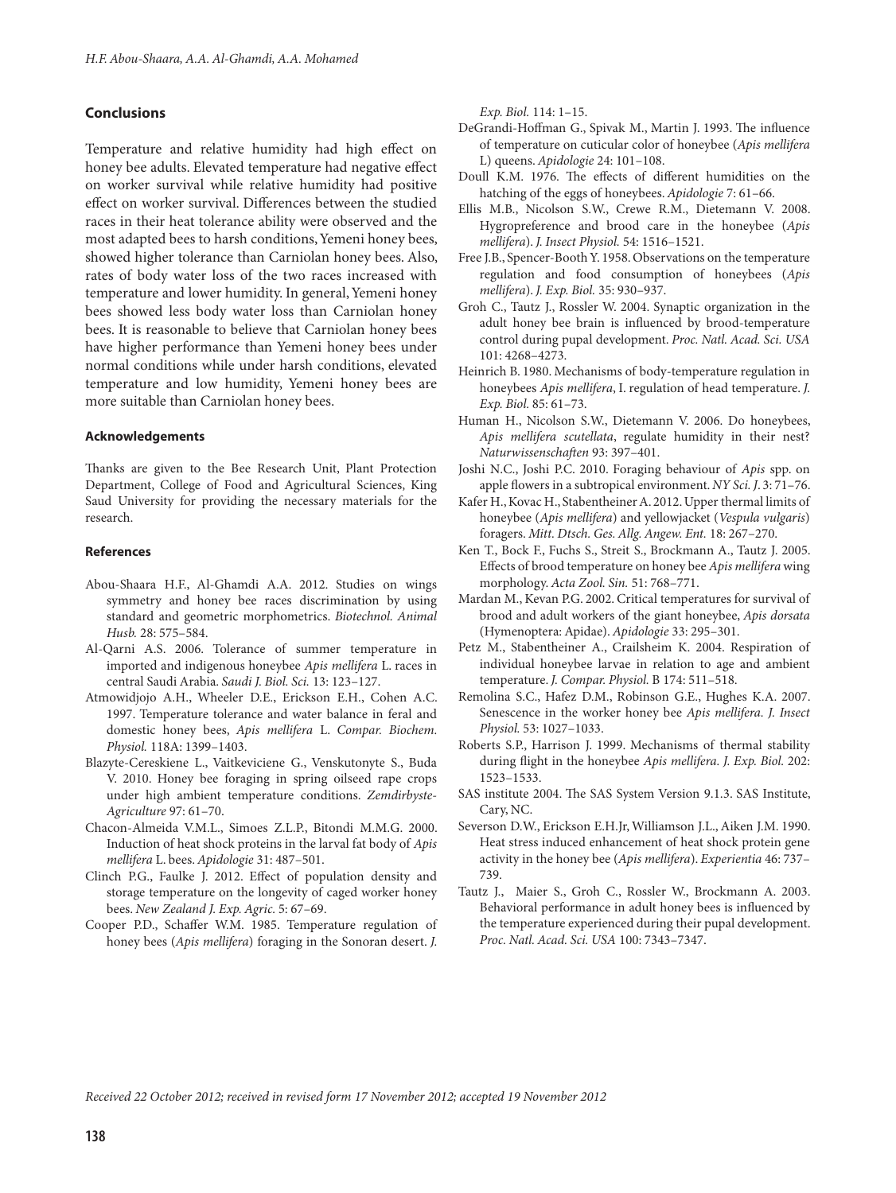## Conclusions

Temperature and relative humidity had high effect on honey bee adults. Elevated temperature had negative effect on worker survival while relative humidity had positive effect on worker survival. Differences between the studied races in their heat tolerance ability were observed and the most adapted bees to harsh conditions, Yemeni honey bees, showed higher tolerance than Carniolan honey bees. Also, rates of body water loss of the two races increased with temperature and lower humidity. In general, Yemeni honey bees showed less body water loss than Carniolan honey bees. It is reasonable to believe that Carniolan honey bees have higher performance than Yemeni honey bees under normal conditions while under harsh conditions, elevated temperature and low humidity, Yemeni honey bees are more suitable than Carniolan honey bees.

#### Acknowledgements

Thanks are given to the Bee Research Unit, Plant Protection Department, College of Food and Agricultural Sciences, King Saud University for providing the necessary materials for the research.

#### References

- Abou-Shaara H.F., Al-Ghamdi A.A. 2012. Studies on wings symmetry and honey bee races discrimination by using standard and geometric morphometrics. *Biotechnol. Animal Husb.* 28: 575–584.
- Al-Qarni A.S. 2006. Tolerance of summer temperature in imported and indigenous honeybee *Apis mellifera* L. races in central Saudi Arabia. *Saudi J. Biol. Sci.* 13: 123–127.
- Atmowidjojo A.H., Wheeler D.E., Erickson E.H., Cohen A.C. 1997. Temperature tolerance and water balance in feral and domestic honey bees, *Apis mellifera* L. *Compar. Biochem. Physiol.* 118A: 1399–1403.
- Blazyte-Cereskiene L., Vaitkeviciene G., Venskutonyte S., Buda V. 2010. Honey bee foraging in spring oilseed rape crops under high ambient temperature conditions. *Zemdirbyste-Agriculture* 97: 61–70.
- Chacon-Almeida V.M.L., Simoes Z.L.P., Bitondi M.M.G. 2000. Induction of heat shock proteins in the larval fat body of *Apis mellifera* L. bees. *Apidologie* 31: 487–501.
- Clinch P.G., Faulke J. 2012. Effect of population density and storage temperature on the longevity of caged worker honey bees. *New Zealand J. Exp. Agric.* 5: 67–69.
- Cooper P.D., Schaffer W.M. 1985. Temperature regulation of honey bees (*Apis mellifera*) foraging in the Sonoran desert. *J. Exp. Biol.* 114: 1–15.
- DeGrandi-Hoffman G., Spivak M., Martin J. 1993. The influence of temperature on cuticular color of honeybee (*Apis mellifera* L) queens. *Apidologie* 24: 101–108.
- Doull K.M. 1976. The effects of different humidities on the hatching of the eggs of honeybees. *Apidologie* 7: 61–66.
- Ellis M.B., Nicolson S.W., Crewe R.M., Dietemann V. 2008. Hygropreference and brood care in the honeybee (*Apis mellifera*). *J. Insect Physiol.* 54: 1516–1521.
- Free J.B., Spencer-Booth Y. 1958. Observations on the temperature regulation and food consumption of honeybees (*Apis mellifera*). *J. Exp. Biol.* 35: 930–937.
- Groh C., Tautz J., Rossler W. 2004. Synaptic organization in the adult honey bee brain is influenced by brood-temperature control during pupal development. *Proc. Natl. Acad. Sci. USA* 101: 4268–4273.
- Heinrich B. 1980. Mechanisms of body-temperature regulation in honeybees *Apis mellifera*, I. regulation of head temperature. *J. Exp. Biol.* 85: 61–73.
- Human H., Nicolson S.W., Dietemann V. 2006. Do honeybees, *Apis mellifera scutellata*, regulate humidity in their nest? *Naturwissenschaften* 93: 397–401.
- Joshi N.C., Joshi P.C. 2010. Foraging behaviour of *Apis* spp. on apple flowers in a subtropical environment. *NY Sci. J.* 3: 71–76.
- Kafer H., Kovac H., Stabentheiner A. 2012. Upper thermal limits of honeybee (*Apis mellifera*) and yellowjacket (*Vespula vulgaris*) foragers. *Mitt. Dtsch. Ges. Allg. Angew. Ent.* 18: 267–270.
- Ken T., Bock F., Fuchs S., Streit S., Brockmann A., Tautz J. 2005. Effects of brood temperature on honey bee *Apis mellifera* wing morphology. *Acta Zool. Sin.* 51: 768–771.
- Mardan M., Kevan P.G. 2002. Critical temperatures for survival of brood and adult workers of the giant honeybee, *Apis dorsata* (Hymenoptera: Apidae). *Apidologie* 33: 295–301.
- Petz M., Stabentheiner A., Crailsheim K. 2004. Respiration of individual honeybee larvae in relation to age and ambient temperature. *J. Compar. Physiol.* B 174: 511–518.
- Remolina S.C., Hafez D.M., Robinson G.E., Hughes K.A. 2007. Senescence in the worker honey bee *Apis mellifera*. *J. Insect Physiol.* 53: 1027–1033.
- Roberts S.P., Harrison J. 1999. Mechanisms of thermal stability during flight in the honeybee *Apis mellifera*. *J. Exp. Biol.* 202: 1523–1533.
- SAS institute 2004. The SAS System Version 9.1.3. SAS Institute, Cary, NC.
- Severson D.W., Erickson E.H.Jr, Williamson J.L., Aiken J.M. 1990. Heat stress induced enhancement of heat shock protein gene activity in the honey bee (*Apis mellifera*). *Experientia* 46: 737–739.
- Tautz J., Maier S., Groh C., Rossler W., Brockmann A. 2003. Behavioral performance in adult honey bees is influenced by the temperature experienced during their pupal development. *Proc. Natl. Acad. Sci. USA* 100: 7343–7347.

*Received 22 October 2012; received in revised form 17 November 2012; accepted 19 November 2012*